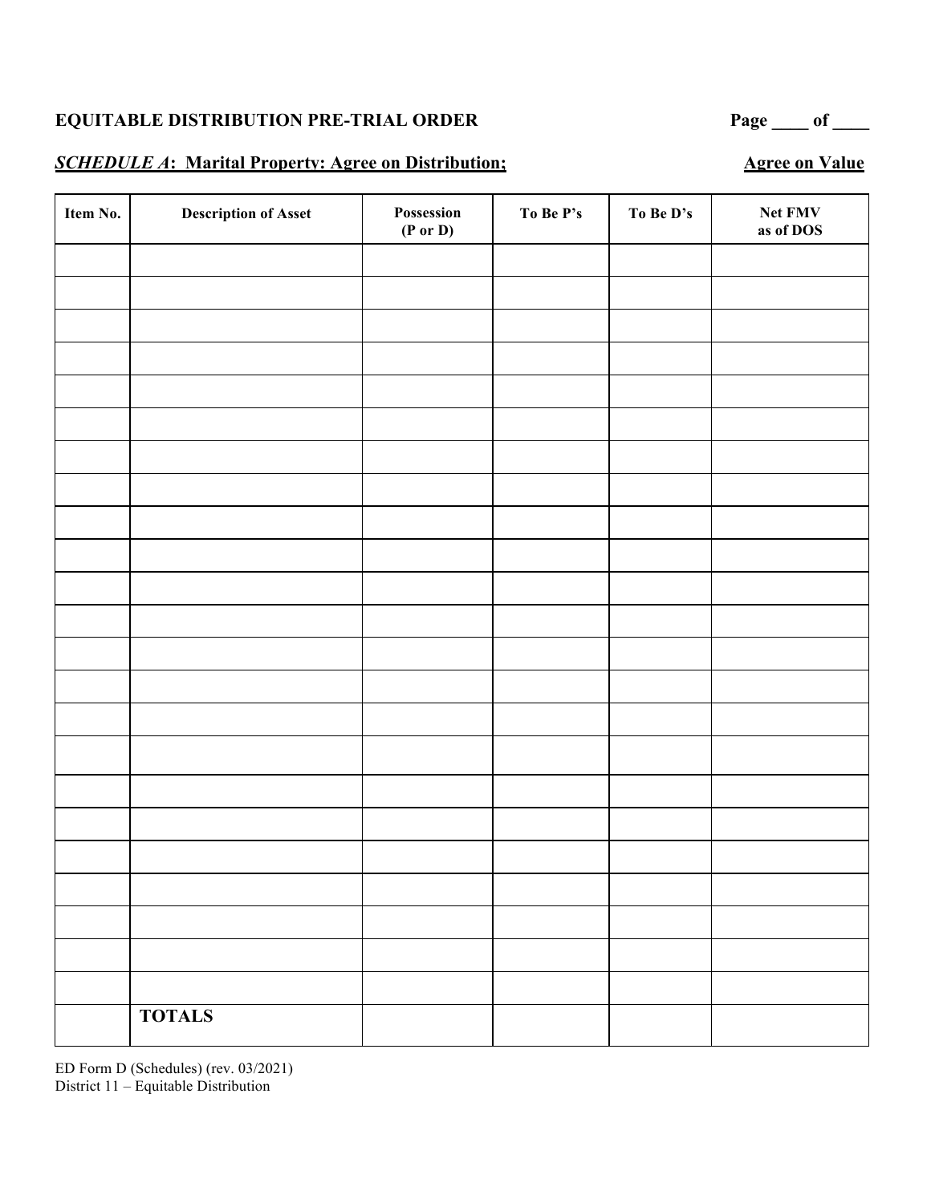**EQUITABLE DISTRIBUTION PRE-TRIAL ORDER** **Page ____ of ____**

***SCHEDULE A*: Marital Property: Agree on Distribution; Agree on Value**

| Item No. | Description of Asset | Possession (P or D) | To Be P's | To Be D's | Net FMV as of DOS |
|---|---|---|---|---|---|
| | | | | | |
| | | | | | |
| | | | | | |
| | | | | | |
| | | | | | |
| | | | | | |
| | | | | | |
| | | | | | |
| | | | | | |
| | | | | | |
| | | | | | |
| | | | | | |
| | | | | | |
| | | | | | |
| | | | | | |
| | | | | | |
| | | | | | |
| | | | | | |
| | | | | | |
| | | | | | |
| | | | | | |
| | | | | | |
| | | | | | |
| | **TOTALS** | | | | |

ED Form D (Schedules) (rev. 03/2021)
District 11 – Equitable Distribution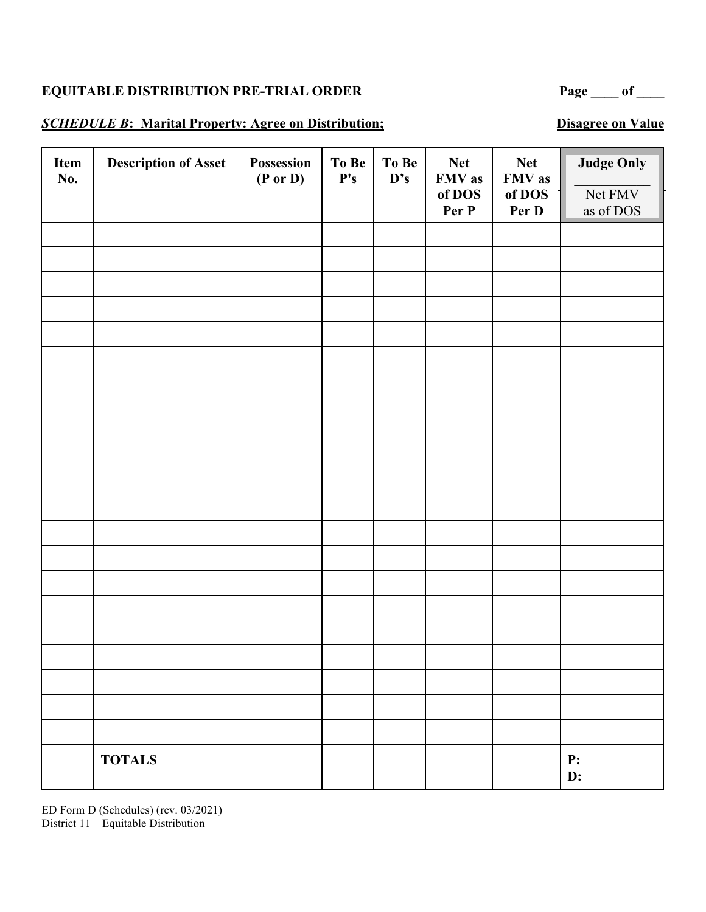**EQUITABLE DISTRIBUTION PRE-TRIAL ORDER** Page ____ of ____

***SCHEDULE B*: Marital Property: Agree on Distribution; Disagree on Value**

| Item No. | Description of Asset | Possession (P or D) | To Be P's | To Be D's | Net FMV as of DOS Per P | Net FMV as of DOS Per D | Judge Only<br>__________<br>Net FMV as of DOS |
|---|---|---|---|---|---|---|---|
| | | | | | | | |
| | | | | | | | |
| | | | | | | | |
| | | | | | | | |
| | | | | | | | |
| | | | | | | | |
| | | | | | | | |
| | | | | | | | |
| | | | | | | | |
| | | | | | | | |
| | | | | | | | |
| | | | | | | | |
| | | | | | | | |
| | | | | | | | |
| | | | | | | | |
| | | | | | | | |
| | | | | | | | |
| | | | | | | | |
| | | | | | | | |
| | | | | | | | |
| | | | | | | | |
| | **TOTALS** | | | | | | **P:**<br>**D:** |

ED Form D (Schedules) (rev. 03/2021)
District 11 – Equitable Distribution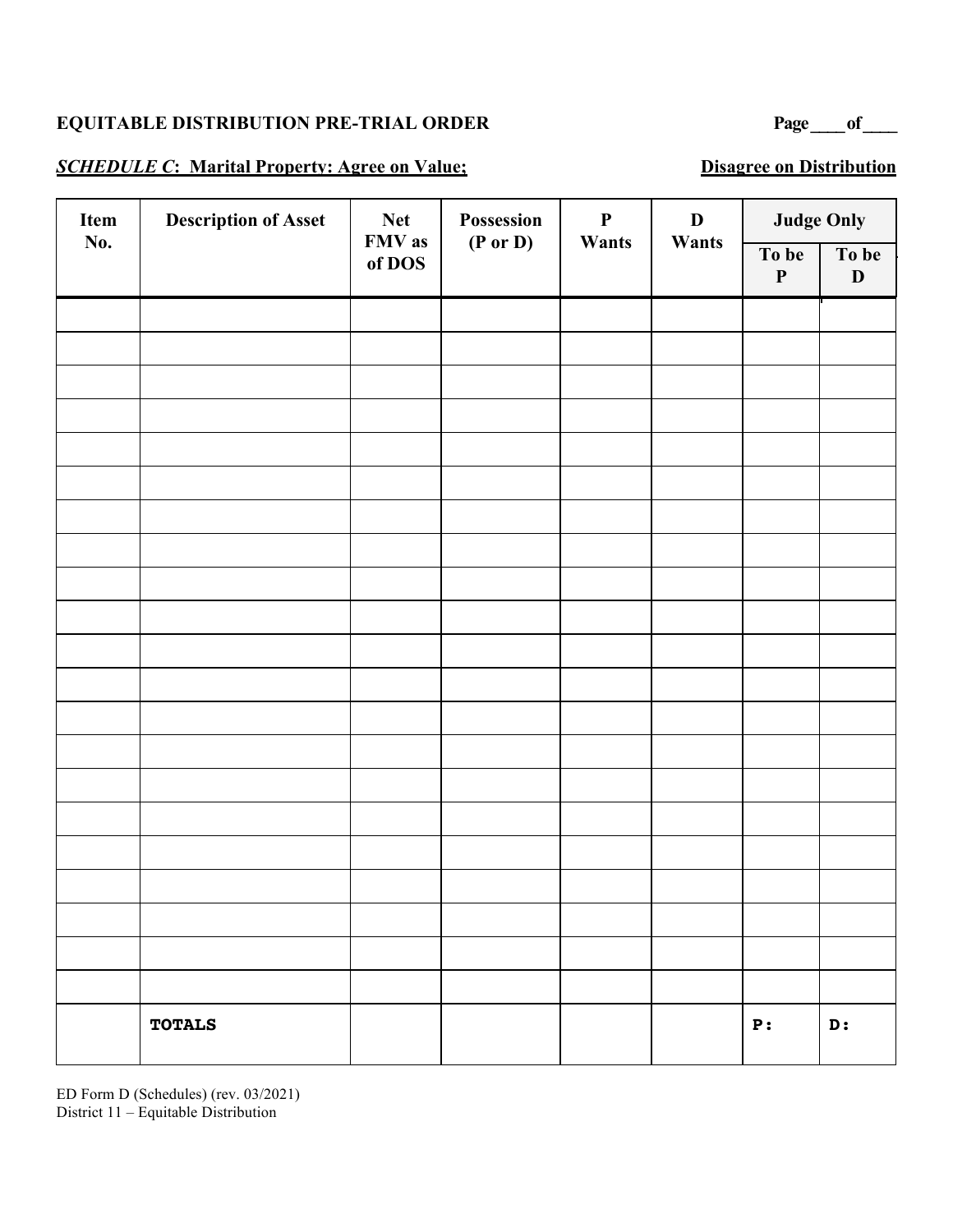**EQUITABLE DISTRIBUTION PRE-TRIAL ORDER** Page____of____

***SCHEDULE C*: Marital Property: Agree on Value;** **Disagree on Distribution**

| Item No. | Description of Asset | Net FMV as of DOS | Possession (P or D) | P Wants | D Wants | Judge Only | |
|---|---|---|---|---|---|---|---|
| | | | | | | To be P | To be D |
| | | | | | | | |
| | | | | | | | |
| | | | | | | | |
| | | | | | | | |
| | | | | | | | |
| | | | | | | | |
| | | | | | | | |
| | | | | | | | |
| | | | | | | | |
| | | | | | | | |
| | | | | | | | |
| | | | | | | | |
| | | | | | | | |
| | | | | | | | |
| | | | | | | | |
| | | | | | | | |
| | | | | | | | |
| | | | | | | | |
| | | | | | | | |
| | | | | | | | |
| | | | | | | | |
| | **TOTALS** | | | | | **P:** | **D:** |

ED Form D (Schedules) (rev. 03/2021)
District 11 – Equitable Distribution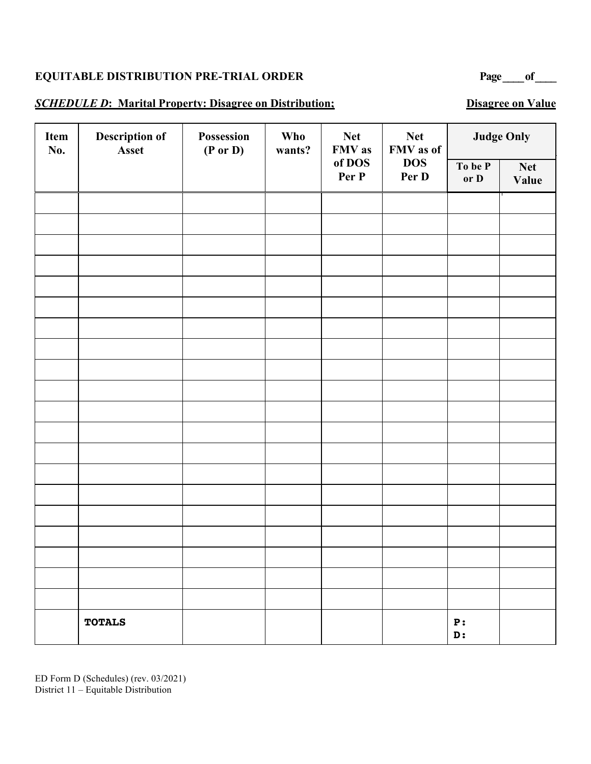**EQUITABLE DISTRIBUTION PRE-TRIAL ORDER** Page____of____

***SCHEDULE D*: Marital Property: Disagree on Distribution; Disagree on Value**

| Item No. | Description of Asset | Possession (P or D) | Who wants? | Net FMV as of DOS Per P | Net FMV as of DOS Per D | Judge Only | |
|---|---|---|---|---|---|---|---|
| | | | | | | To be P or D | Net Value |
| | | | | | | | |
| | | | | | | | |
| | | | | | | | |
| | | | | | | | |
| | | | | | | | |
| | | | | | | | |
| | | | | | | | |
| | | | | | | | |
| | | | | | | | |
| | | | | | | | |
| | | | | | | | |
| | | | | | | | |
| | | | | | | | |
| | | | | | | | |
| | | | | | | | |
| | | | | | | | |
| | | | | | | | |
| | | | | | | | |
| | | | | | | | |
| | | | | | | | |
| | **TOTALS** | | | | | P: D: | |

ED Form D (Schedules) (rev. 03/2021)
District 11 – Equitable Distribution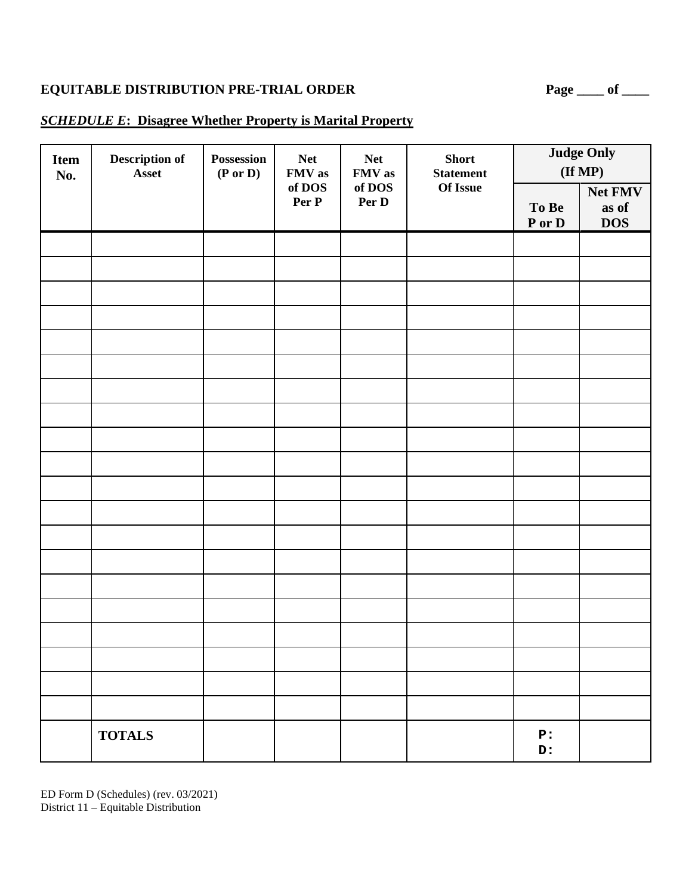**EQUITABLE DISTRIBUTION PRE-TRIAL ORDER** **Page ____ of ____**

***SCHEDULE E*: Disagree Whether Property is Marital Property**

| Item No. | Description of Asset | Possession (P or D) | Net FMV as of DOS Per P | Net FMV as of DOS Per D | Short Statement Of Issue | Judge Only (If MP) | |
|---|---|---|---|---|---|---|---|
| | | | | | | To Be P or D | Net FMV as of DOS |
| | | | | | | | |
| | | | | | | | |
| | | | | | | | |
| | | | | | | | |
| | | | | | | | |
| | | | | | | | |
| | | | | | | | |
| | | | | | | | |
| | | | | | | | |
| | | | | | | | |
| | | | | | | | |
| | | | | | | | |
| | | | | | | | |
| | | | | | | | |
| | | | | | | | |
| | | | | | | | |
| | | | | | | | |
| | | | | | | | |
| | | | | | | | |
| | | | | | | | |
| | **TOTALS** | | | | | P:<br>D: | |

ED Form D (Schedules) (rev. 03/2021)
District 11 – Equitable Distribution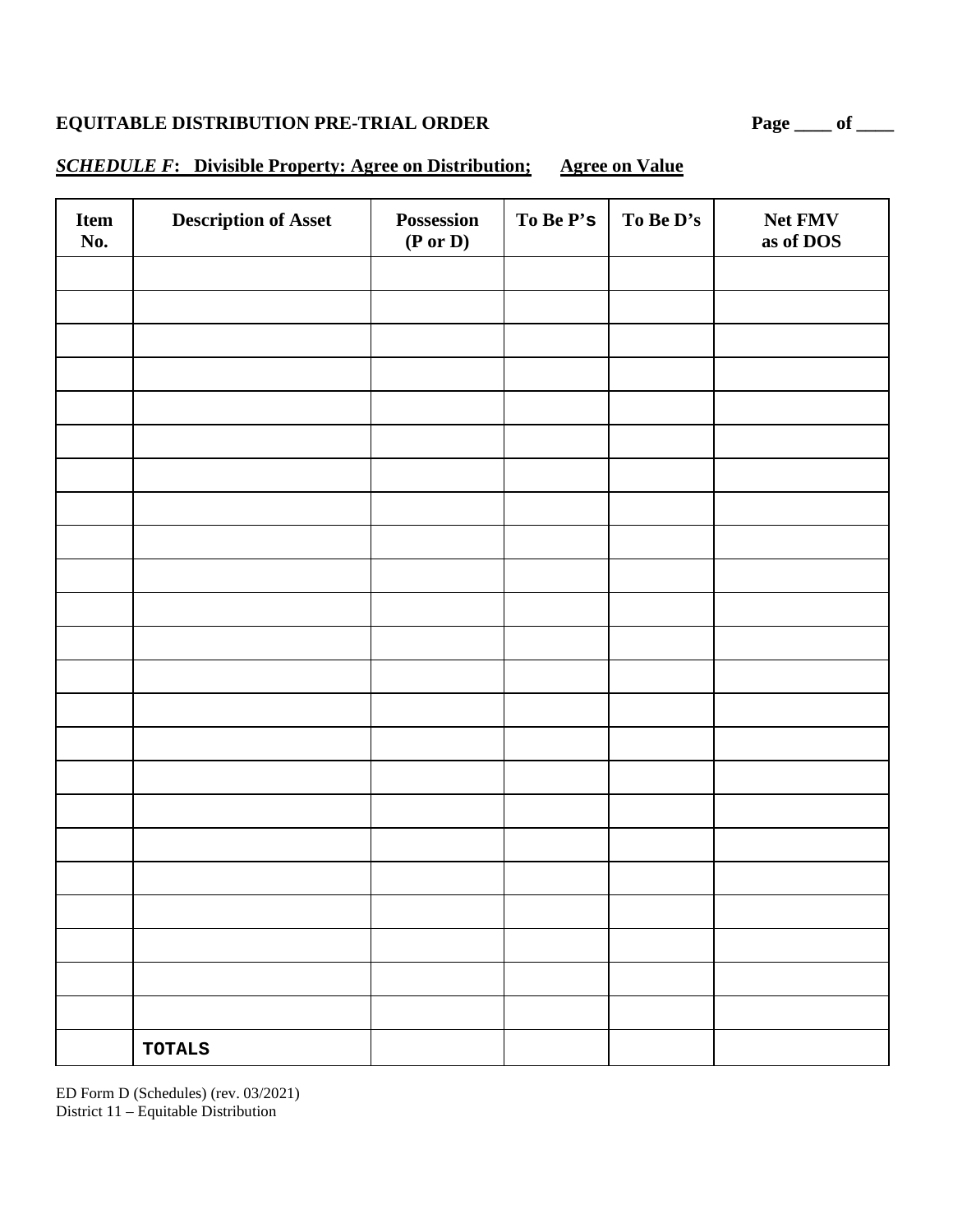**EQUITABLE DISTRIBUTION PRE-TRIAL ORDER** **Page \_\_\_\_ of \_\_\_\_**

***SCHEDULE F*: Divisible Property: Agree on Distribution; Agree on Value**

| Item No. | Description of Asset | Possession (P or D) | To Be P's | To Be D's | Net FMV as of DOS |
|---|---|---|---|---|---|
| | | | | | |
| | | | | | |
| | | | | | |
| | | | | | |
| | | | | | |
| | | | | | |
| | | | | | |
| | | | | | |
| | | | | | |
| | | | | | |
| | | | | | |
| | | | | | |
| | | | | | |
| | | | | | |
| | | | | | |
| | | | | | |
| | | | | | |
| | | | | | |
| | | | | | |
| | | | | | |
| | | | | | |
| | | | | | |
| | | | | | |
| | TOTALS | | | | |

ED Form D (Schedules) (rev. 03/2021)
District 11 – Equitable Distribution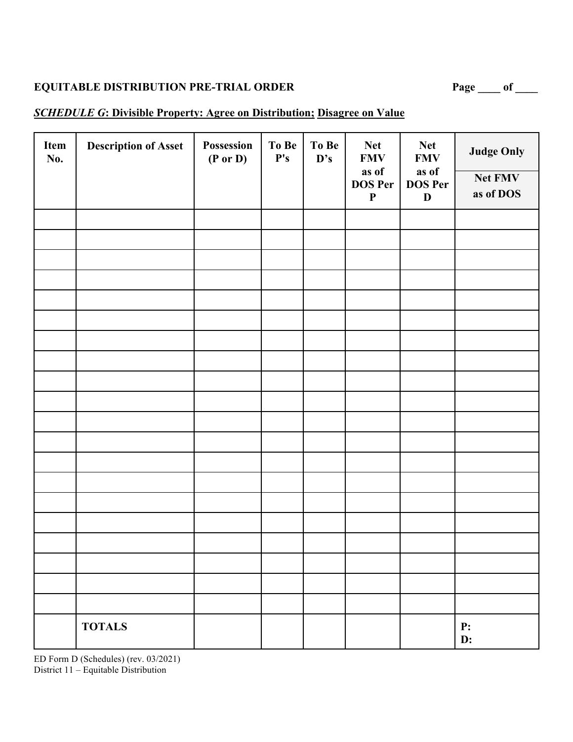**EQUITABLE DISTRIBUTION PRE-TRIAL ORDER** **Page ____ of ____**

***SCHEDULE G*: Divisible Property: Agree on Distribution; Disagree on Value**

| Item No. | Description of Asset | Possession (P or D) | To Be P's | To Be D's | Net FMV as of DOS Per P | Net FMV as of DOS Per D | Judge Only |
|---|---|---|---|---|---|---|---|
| | | | | | | | Net FMV as of DOS |
| | | | | | | | |
| | | | | | | | |
| | | | | | | | |
| | | | | | | | |
| | | | | | | | |
| | | | | | | | |
| | | | | | | | |
| | | | | | | | |
| | | | | | | | |
| | | | | | | | |
| | | | | | | | |
| | | | | | | | |
| | | | | | | | |
| | | | | | | | |
| | | | | | | | |
| | | | | | | | |
| | | | | | | | |
| | | | | | | | |
| | | | | | | | |
| | | | | | | | |
| | **TOTALS** | | | | | | **P:** **D:** |

ED Form D (Schedules) (rev. 03/2021)
District 11 – Equitable Distribution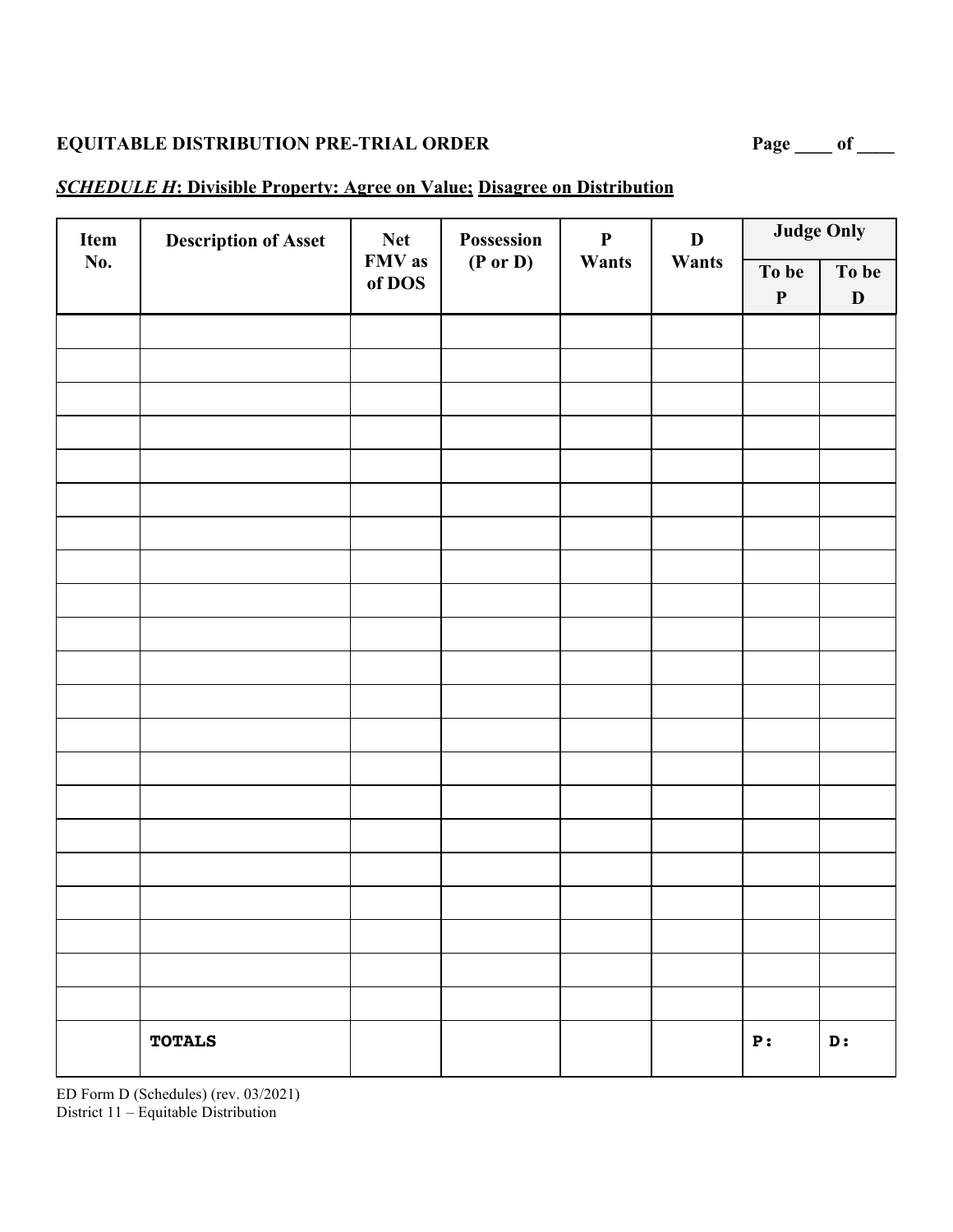**EQUITABLE DISTRIBUTION PRE-TRIAL ORDER**

***SCHEDULE H*: Divisible Property: Agree on Value; Disagree on Distribution**

| Item No. | Description of Asset | Net FMV as of DOS | Possession (P or D) | P Wants | D Wants | Judge Only | |
|---|---|---|---|---|---|---|---|
| | | | | | | To be P | To be D |
| | | | | | | | |
| | | | | | | | |
| | | | | | | | |
| | | | | | | | |
| | | | | | | | |
| | | | | | | | |
| | | | | | | | |
| | | | | | | | |
| | | | | | | | |
| | | | | | | | |
| | | | | | | | |
| | | | | | | | |
| | | | | | | | |
| | | | | | | | |
| | | | | | | | |
| | | | | | | | |
| | | | | | | | |
| | | | | | | | |
| | | | | | | | |
| | | | | | | | |
| | | | | | | | |
| | **TOTALS** | | | | | **P:** | **D:** |

ED Form D (Schedules) (rev. 03/2021)
District 11 – Equitable Distribution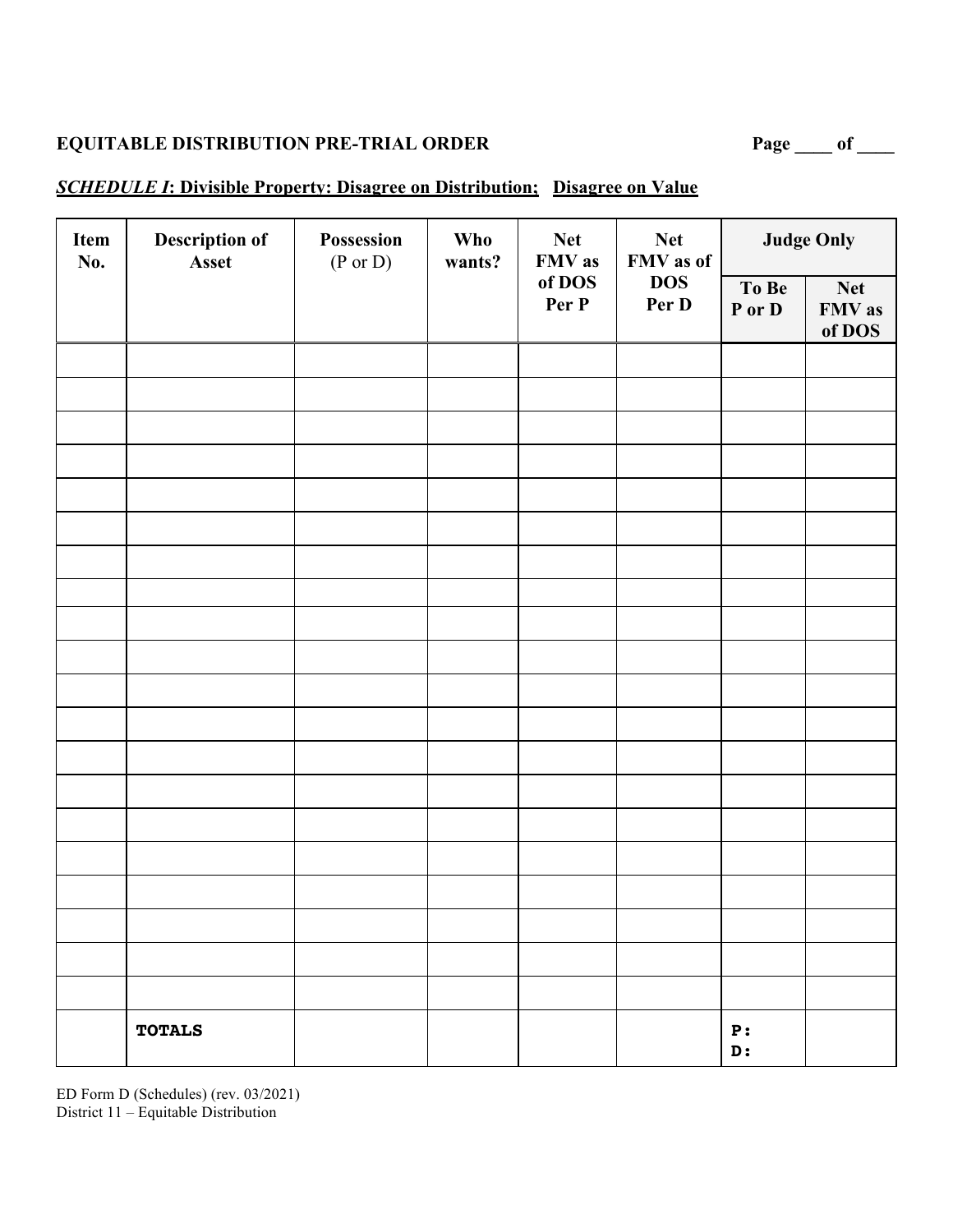**EQUITABLE DISTRIBUTION PRE-TRIAL ORDER** **Page ____ of ____**

***SCHEDULE I*: Divisible Property: Disagree on Distribution; Disagree on Value**

| Item No. | Description of Asset | Possession (P or D) | Who wants? | Net FMV as of DOS Per P | Net FMV as of DOS Per D | Judge Only | |
|---|---|---|---|---|---|---|---|
| | | | | | | To Be P or D | Net FMV as of DOS |
| | | | | | | | |
| | | | | | | | |
| | | | | | | | |
| | | | | | | | |
| | | | | | | | |
| | | | | | | | |
| | | | | | | | |
| | | | | | | | |
| | | | | | | | |
| | | | | | | | |
| | | | | | | | |
| | | | | | | | |
| | | | | | | | |
| | | | | | | | |
| | | | | | | | |
| | | | | | | | |
| | | | | | | | |
| | | | | | | | |
| | | | | | | | |
| | | | | | | | |
| | **TOTALS** | | | | | **P:** **D:** | |

ED Form D (Schedules) (rev. 03/2021)
District 11 – Equitable Distribution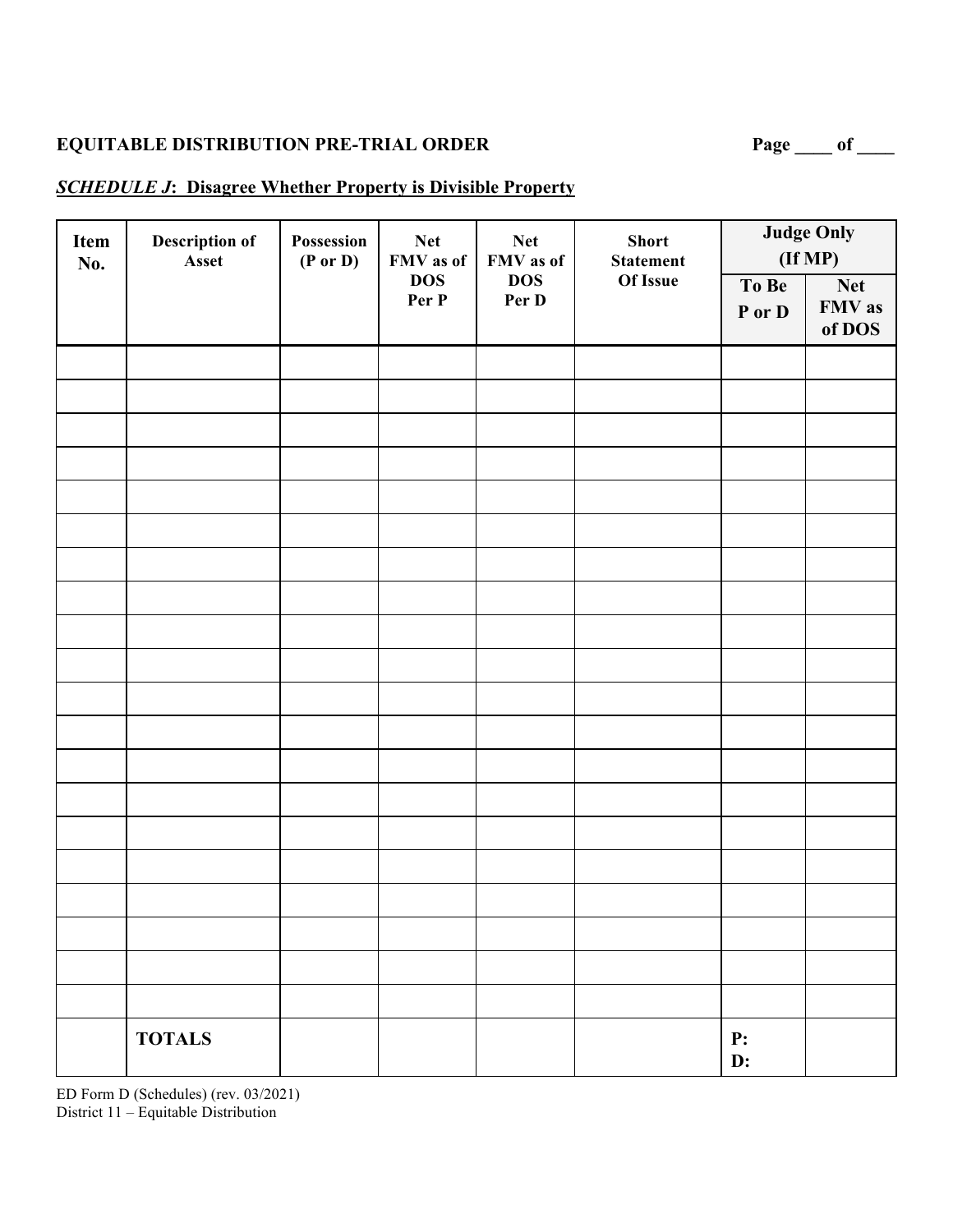**EQUITABLE DISTRIBUTION PRE-TRIAL ORDER** **Page ____ of ____**

***SCHEDULE J*: Disagree Whether Property is Divisible Property**

| Item No. | Description of Asset | Possession (P or D) | Net FMV as of DOS Per P | Net FMV as of DOS Per D | Short Statement Of Issue | Judge Only (If MP) | |
|---|---|---|---|---|---|---|---|
| | | | | | | To Be P or D | Net FMV as of DOS |
| | | | | | | | |
| | | | | | | | |
| | | | | | | | |
| | | | | | | | |
| | | | | | | | |
| | | | | | | | |
| | | | | | | | |
| | | | | | | | |
| | | | | | | | |
| | | | | | | | |
| | | | | | | | |
| | | | | | | | |
| | | | | | | | |
| | | | | | | | |
| | | | | | | | |
| | | | | | | | |
| | | | | | | | |
| | | | | | | | |
| | | | | | | | |
| | | | | | | | |
| | **TOTALS** | | | | | **P:** **D:** | |

ED Form D (Schedules) (rev. 03/2021)
District 11 – Equitable Distribution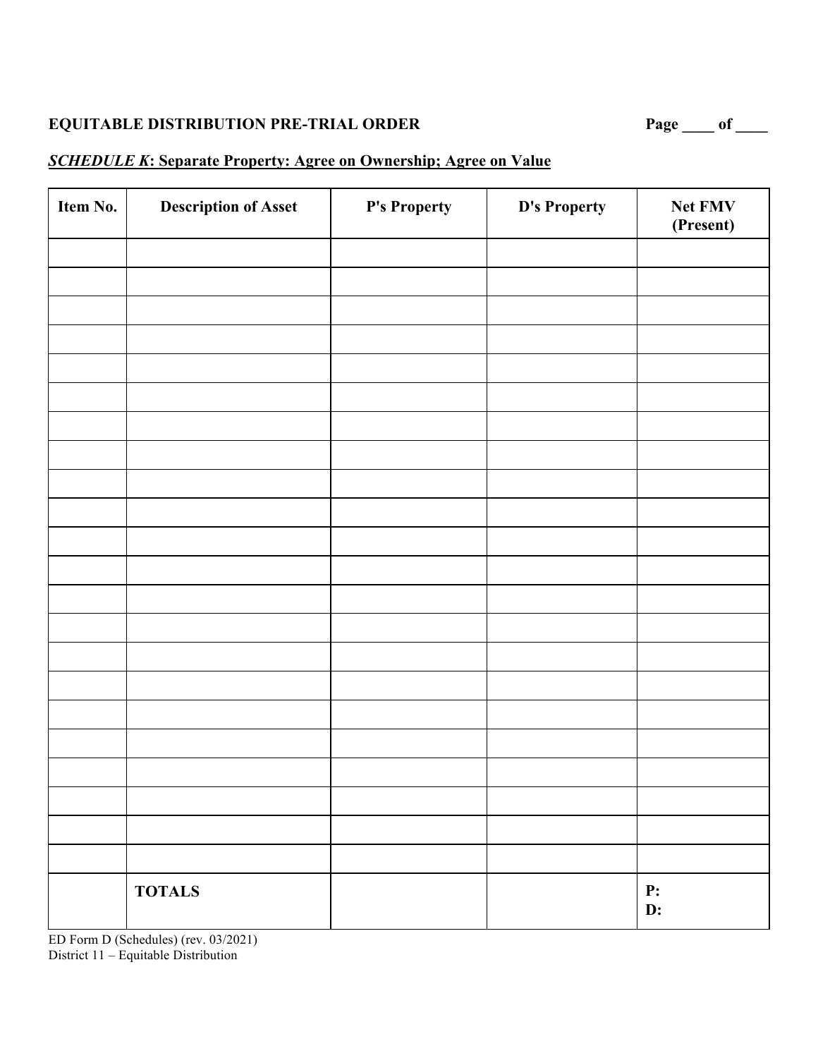**EQUITABLE DISTRIBUTION PRE-TRIAL ORDER**

***SCHEDULE K*: Separate Property: Agree on Ownership; Agree on Value**

| Item No. | Description of Asset | P's Property | D's Property | Net FMV (Present) |
|---|---|---|---|---|
| | | | | |
| | | | | |
| | | | | |
| | | | | |
| | | | | |
| | | | | |
| | | | | |
| | | | | |
| | | | | |
| | | | | |
| | | | | |
| | | | | |
| | | | | |
| | | | | |
| | | | | |
| | | | | |
| | | | | |
| | | | | |
| | | | | |
| | | | | |
| | | | | |
| | | | | |
| | **TOTALS** | | | **P:**<br>**D:** |

ED Form D (Schedules) (rev. 03/2021)
District 11 – Equitable Distribution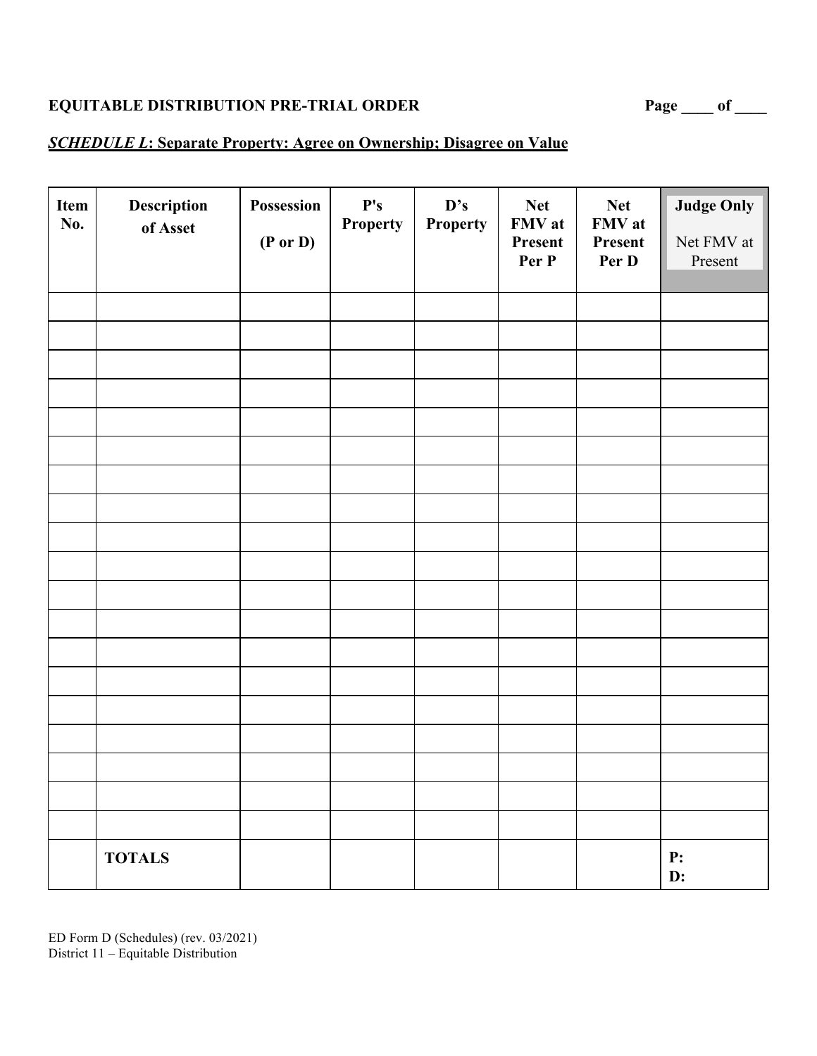**EQUITABLE DISTRIBUTION PRE-TRIAL ORDER** **Page ____ of ____**

***SCHEDULE L*: Separate Property: Agree on Ownership; Disagree on Value**

| Item No. | Description of Asset | Possession (P or D) | P's Property | D's Property | Net FMV at Present Per P | Net FMV at Present Per D | Judge Only Net FMV at Present |
|---|---|---|---|---|---|---|---|
| | | | | | | | |
| | | | | | | | |
| | | | | | | | |
| | | | | | | | |
| | | | | | | | |
| | | | | | | | |
| | | | | | | | |
| | | | | | | | |
| | | | | | | | |
| | | | | | | | |
| | | | | | | | |
| | | | | | | | |
| | | | | | | | |
| | | | | | | | |
| | | | | | | | |
| | | | | | | | |
| | | | | | | | |
| | | | | | | | |
| | | | | | | | |
| | **TOTALS** | | | | | | **P:** **D:** |

ED Form D (Schedules) (rev. 03/2021)
District 11 – Equitable Distribution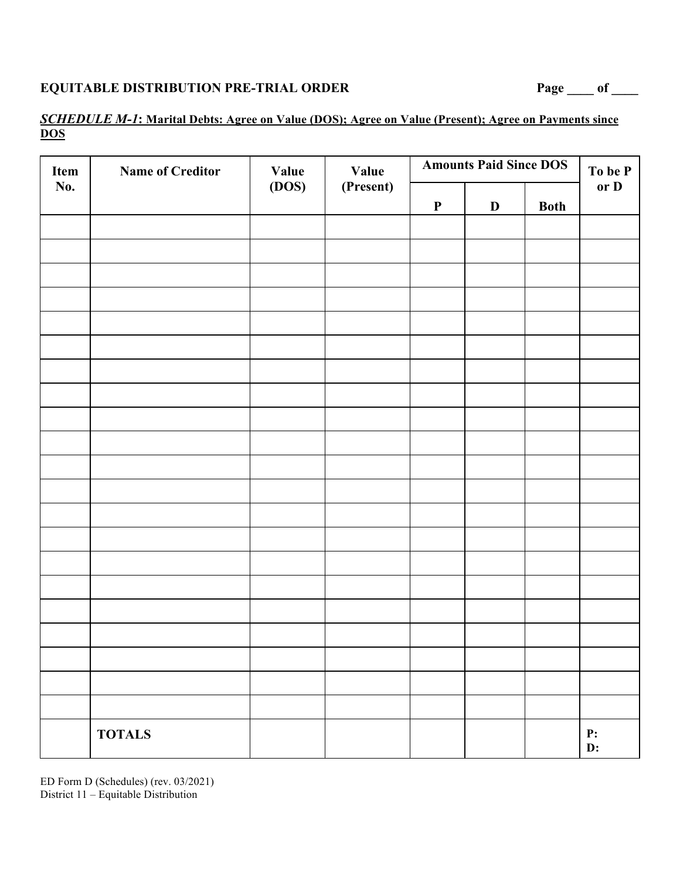**EQUITABLE DISTRIBUTION PRE-TRIAL ORDER** **Page ____ of ____**

***SCHEDULE M-1*: Marital Debts: Agree on Value (DOS); Agree on Value (Present); Agree on Payments since DOS**

| Item No. | Name of Creditor | Value (DOS) | Value (Present) | Amounts Paid Since DOS | | | To be P or D |
|---|---|---|---|---|---|---|---|
| | | | | P | D | Both | |
| | | | | | | | |
| | | | | | | | |
| | | | | | | | |
| | | | | | | | |
| | | | | | | | |
| | | | | | | | |
| | | | | | | | |
| | | | | | | | |
| | | | | | | | |
| | | | | | | | |
| | | | | | | | |
| | | | | | | | |
| | | | | | | | |
| | | | | | | | |
| | | | | | | | |
| | | | | | | | |
| | | | | | | | |
| | | | | | | | |
| | | | | | | | |
| | | | | | | | |
| | | | | | | | |
| | **TOTALS** | | | | | | **P:** **D:** |

ED Form D (Schedules) (rev. 03/2021)
District 11 – Equitable Distribution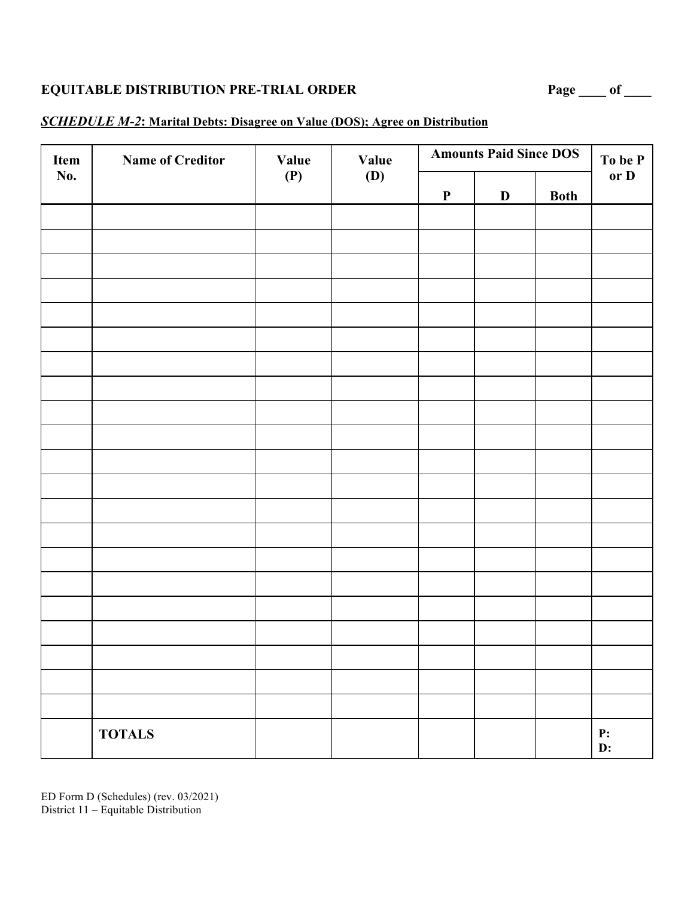**EQUITABLE DISTRIBUTION PRE-TRIAL ORDER**

***SCHEDULE M-2*: Marital Debts: Disagree on Value (DOS); Agree on Distribution**

| Item No. | Name of Creditor | Value (P) | Value (D) | Amounts Paid Since DOS | | | To be P or D |
|---|---|---|---|---|---|---|---|
| | | | | P | D | Both | |
| | | | | | | | |
| | | | | | | | |
| | | | | | | | |
| | | | | | | | |
| | | | | | | | |
| | | | | | | | |
| | | | | | | | |
| | | | | | | | |
| | | | | | | | |
| | | | | | | | |
| | | | | | | | |
| | | | | | | | |
| | | | | | | | |
| | | | | | | | |
| | | | | | | | |
| | | | | | | | |
| | | | | | | | |
| | | | | | | | |
| | | | | | | | |
| | | | | | | | |
| | | | | | | | |
| | **TOTALS** | | | | | | **P:** **D:** |

ED Form D (Schedules) (rev. 03/2021)
District 11 – Equitable Distribution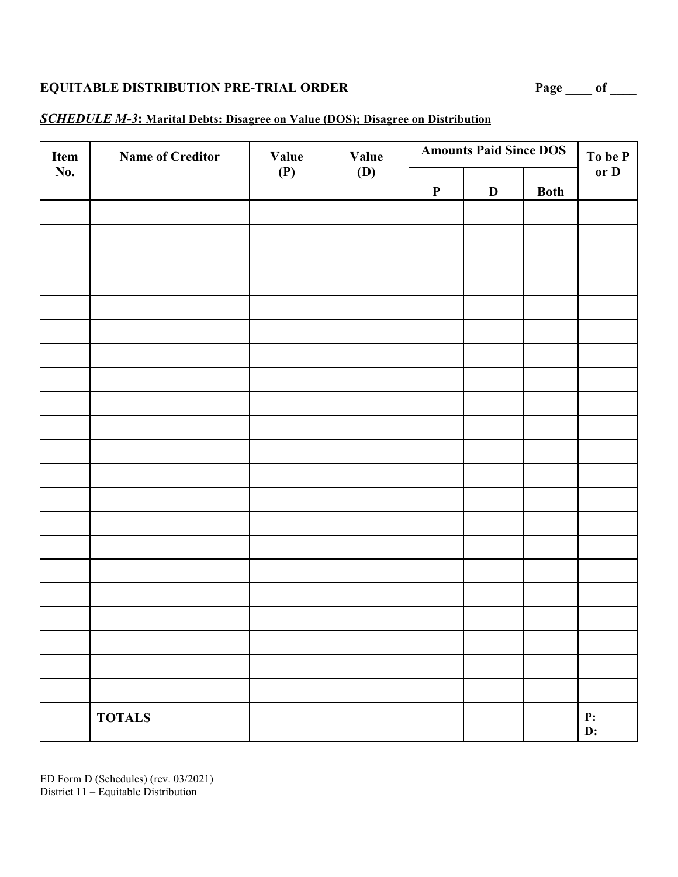**EQUITABLE DISTRIBUTION PRE-TRIAL ORDER** **Page ____ of ____**

***SCHEDULE M-3*: Marital Debts: Disagree on Value (DOS); Disagree on Distribution**

| Item No. | Name of Creditor | Value (P) | Value (D) | Amounts Paid Since DOS | | | To be P or D |
|---|---|---|---|---|---|---|---|
| | | | | P | D | Both | |
| | | | | | | | |
| | | | | | | | |
| | | | | | | | |
| | | | | | | | |
| | | | | | | | |
| | | | | | | | |
| | | | | | | | |
| | | | | | | | |
| | | | | | | | |
| | | | | | | | |
| | | | | | | | |
| | | | | | | | |
| | | | | | | | |
| | | | | | | | |
| | | | | | | | |
| | | | | | | | |
| | | | | | | | |
| | | | | | | | |
| | | | | | | | |
| | | | | | | | |
| | | | | | | | |
| | **TOTALS** | | | | | | **P:** <br> **D:** |

ED Form D (Schedules) (rev. 03/2021)
District 11 – Equitable Distribution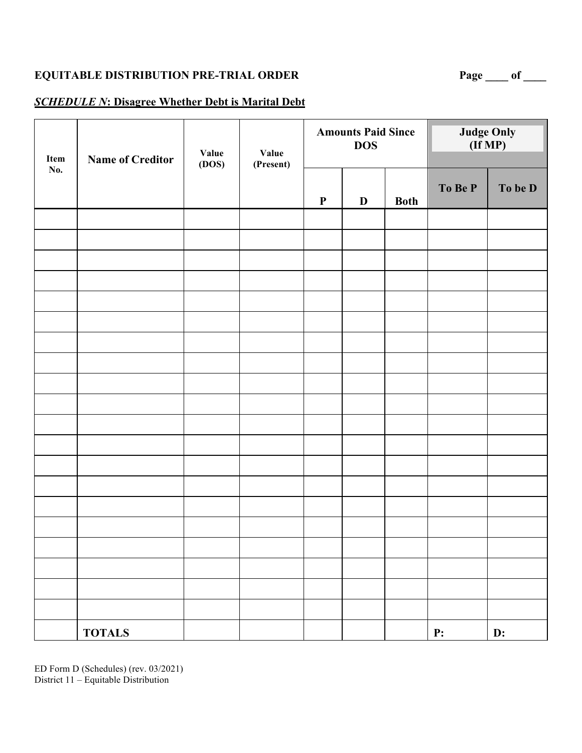**EQUITABLE DISTRIBUTION PRE-TRIAL ORDER**

***SCHEDULE N*: Disagree Whether Debt is Marital Debt**

| Item No. | Name of Creditor | Value (DOS) | Value (Present) | Amounts Paid Since DOS | | | Judge Only (If MP) | |
|---|---|---|---|---|---|---|---|---|
| | | | | P | D | Both | To Be P | To be D |
| | | | | | | | | |
| | | | | | | | | |
| | | | | | | | | |
| | | | | | | | | |
| | | | | | | | | |
| | | | | | | | | |
| | | | | | | | | |
| | | | | | | | | |
| | | | | | | | | |
| | | | | | | | | |
| | | | | | | | | |
| | | | | | | | | |
| | | | | | | | | |
| | | | | | | | | |
| | | | | | | | | |
| | | | | | | | | |
| | | | | | | | | |
| | | | | | | | | |
| | | | | | | | | |
| | | | | | | | | |
| | **TOTALS** | | | | | | **P:** | **D:** |

ED Form D (Schedules) (rev. 03/2021)
District 11 – Equitable Distribution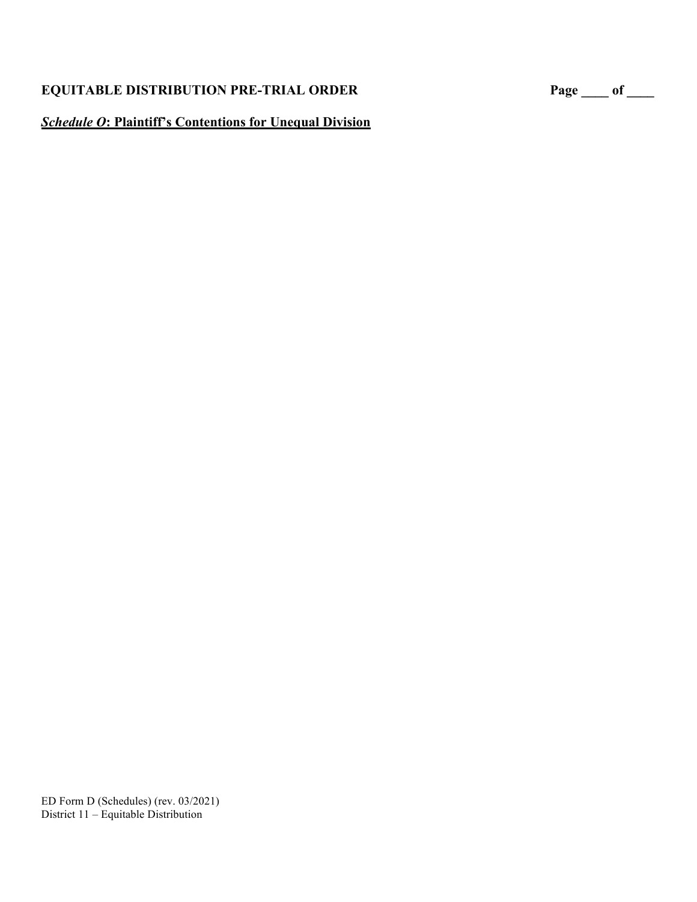**EQUITABLE DISTRIBUTION PRE-TRIAL ORDER**

***Schedule O*: Plaintiff's Contentions for Unequal Division**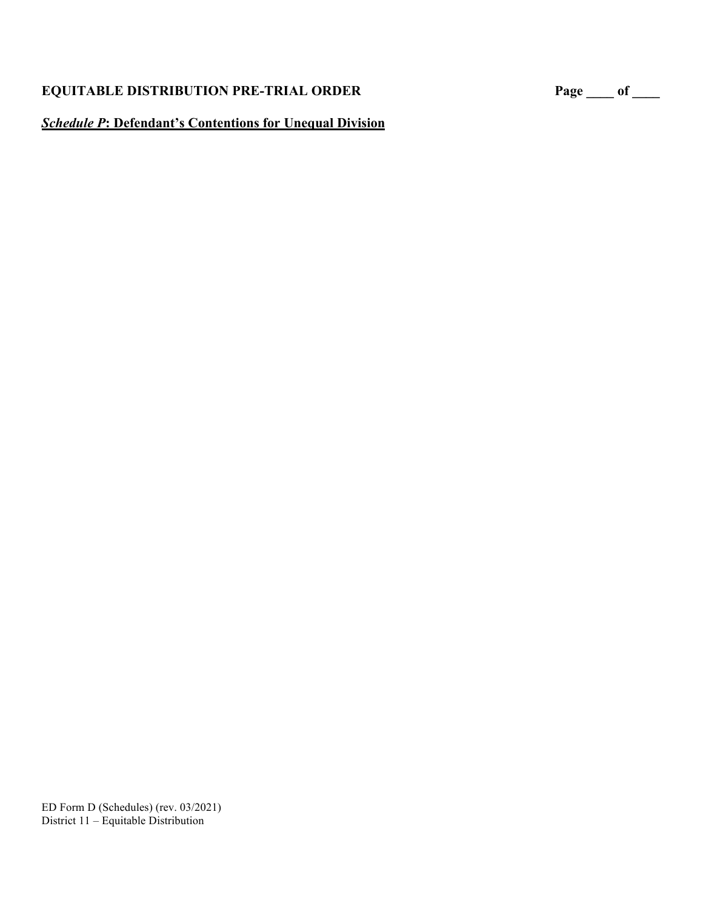**EQUITABLE DISTRIBUTION PRE-TRIAL ORDER**

***Schedule P*: Defendant's Contentions for Unequal Division**